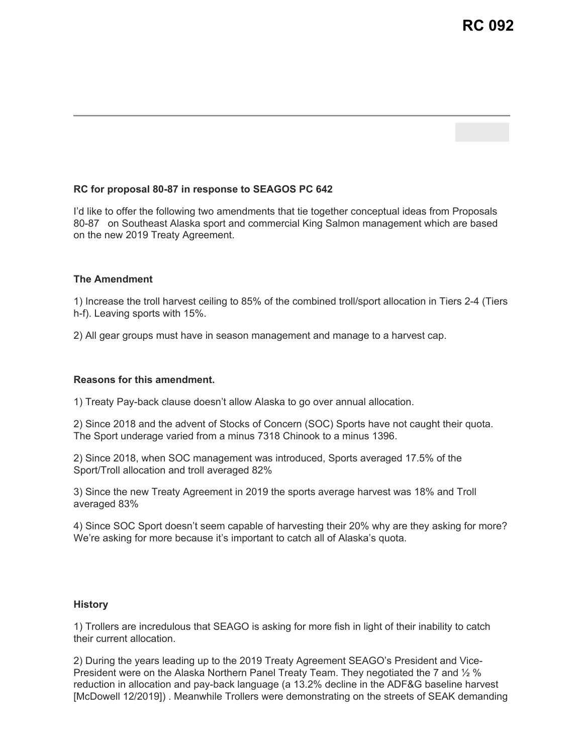# RC 092

**RC for proposal 80-87 in response to SEAGOS PC 642**

I'd like to offer the following two amendments that tie together conceptual ideas from Proposals 80-87 on Southeast Alaska sport and commercial King Salmon management which are based on the new 2019 Treaty Agreement.

**The Amendment**

1) Increase the troll harvest ceiling to 85% of the combined troll/sport allocation in Tiers 2-4 (Tiers h-f). Leaving sports with 15%.

2) All gear groups must have in season management and manage to a harvest cap.

**Reasons for this amendment.**

1) Treaty Pay-back clause doesn't allow Alaska to go over annual allocation.

2) Since 2018 and the advent of Stocks of Concern (SOC) Sports have not caught their quota. The Sport underage varied from a minus 7318 Chinook to a minus 1396.

2) Since 2018, when SOC management was introduced, Sports averaged 17.5% of the Sport/Troll allocation and troll averaged 82%

3) Since the new Treaty Agreement in 2019 the sports average harvest was 18% and Troll averaged 83%

4) Since SOC Sport doesn't seem capable of harvesting their 20% why are they asking for more? We're asking for more because it's important to catch all of Alaska's quota.

**History**

1) Trollers are incredulous that SEAGO is asking for more fish in light of their inability to catch their current allocation.

2) During the years leading up to the 2019 Treaty Agreement SEAGO's President and Vice-President were on the Alaska Northern Panel Treaty Team. They negotiated the 7 and ½ % reduction in allocation and pay-back language (a 13.2% decline in the ADF&G baseline harvest [McDowell 12/2019]) . Meanwhile Trollers were demonstrating on the streets of SEAK demanding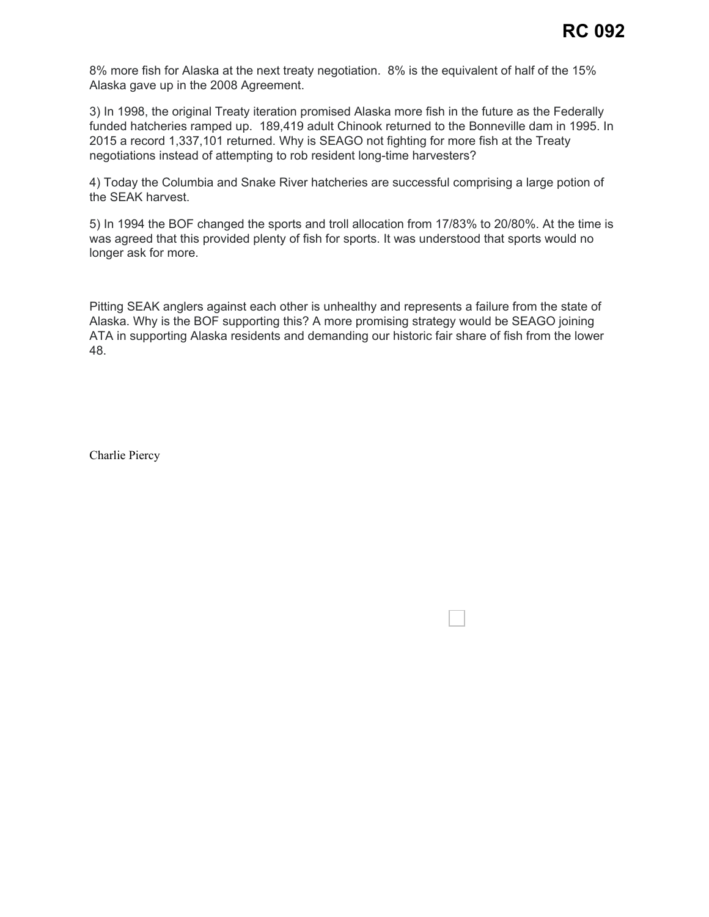8% more fish for Alaska at the next treaty negotiation. 8% is the equivalent of half of the 15% Alaska gave up in the 2008 Agreement.

3) In 1998, the original Treaty iteration promised Alaska more fish in the future as the Federally funded hatcheries ramped up. 189,419 adult Chinook returned to the Bonneville dam in 1995. In 2015 a record 1,337,101 returned. Why is SEAGO not fighting for more fish at the Treaty negotiations instead of attempting to rob resident long-time harvesters?

4) Today the Columbia and Snake River hatcheries are successful comprising a large potion of the SEAK harvest.

5) In 1994 the BOF changed the sports and troll allocation from 17/83% to 20/80%. At the time is was agreed that this provided plenty of fish for sports. It was understood that sports would no longer ask for more.

Pitting SEAK anglers against each other is unhealthy and represents a failure from the state of Alaska. Why is the BOF supporting this? A more promising strategy would be SEAGO joining ATA in supporting Alaska residents and demanding our historic fair share of fish from the lower 48.

Charlie Piercy